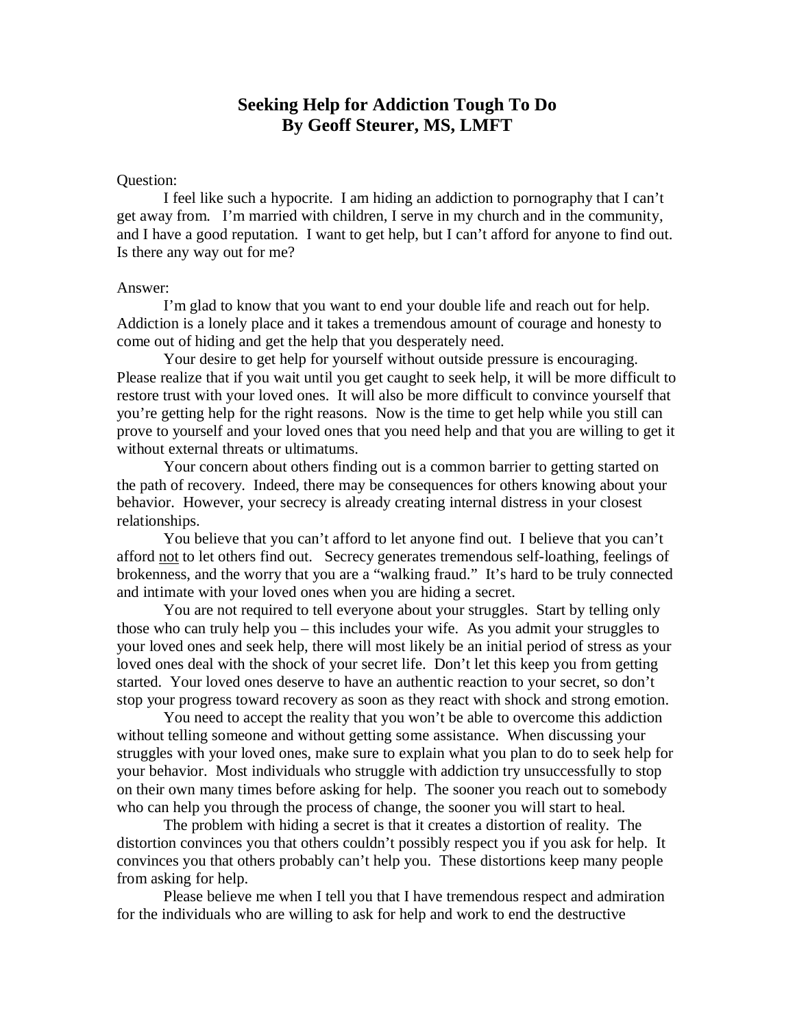# Seeking Help for Addiction Tough To Do
## By Geoff Steurer, MS, LMFT

Question:

I feel like such a hypocrite. I am hiding an addiction to pornography that I can't get away from. I'm married with children, I serve in my church and in the community, and I have a good reputation. I want to get help, but I can't afford for anyone to find out. Is there any way out for me?

Answer:

I'm glad to know that you want to end your double life and reach out for help. Addiction is a lonely place and it takes a tremendous amount of courage and honesty to come out of hiding and get the help that you desperately need.

Your desire to get help for yourself without outside pressure is encouraging. Please realize that if you wait until you get caught to seek help, it will be more difficult to restore trust with your loved ones. It will also be more difficult to convince yourself that you're getting help for the right reasons. Now is the time to get help while you still can prove to yourself and your loved ones that you need help and that you are willing to get it without external threats or ultimatums.

Your concern about others finding out is a common barrier to getting started on the path of recovery. Indeed, there may be consequences for others knowing about your behavior. However, your secrecy is already creating internal distress in your closest relationships.

You believe that you can't afford to let anyone find out. I believe that you can't afford <u>not</u> to let others find out. Secrecy generates tremendous self-loathing, feelings of brokenness, and the worry that you are a "walking fraud." It's hard to be truly connected and intimate with your loved ones when you are hiding a secret.

You are not required to tell everyone about your struggles. Start by telling only those who can truly help you – this includes your wife. As you admit your struggles to your loved ones and seek help, there will most likely be an initial period of stress as your loved ones deal with the shock of your secret life. Don't let this keep you from getting started. Your loved ones deserve to have an authentic reaction to your secret, so don't stop your progress toward recovery as soon as they react with shock and strong emotion.

You need to accept the reality that you won't be able to overcome this addiction without telling someone and without getting some assistance. When discussing your struggles with your loved ones, make sure to explain what you plan to do to seek help for your behavior. Most individuals who struggle with addiction try unsuccessfully to stop on their own many times before asking for help. The sooner you reach out to somebody who can help you through the process of change, the sooner you will start to heal.

The problem with hiding a secret is that it creates a distortion of reality. The distortion convinces you that others couldn't possibly respect you if you ask for help. It convinces you that others probably can't help you. These distortions keep many people from asking for help.

Please believe me when I tell you that I have tremendous respect and admiration for the individuals who are willing to ask for help and work to end the destructive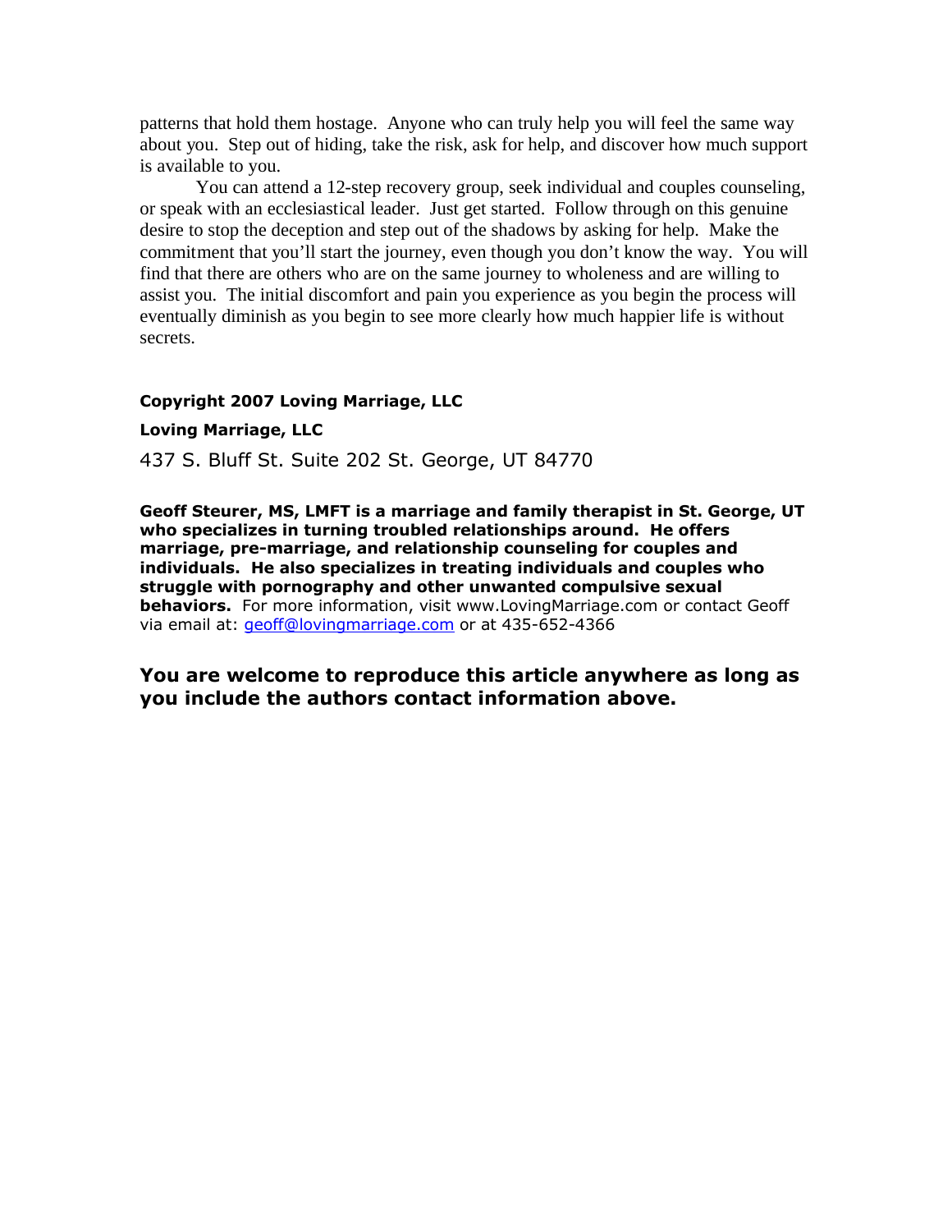patterns that hold them hostage. Anyone who can truly help you will feel the same way about you. Step out of hiding, take the risk, ask for help, and discover how much support is available to you.

You can attend a 12-step recovery group, seek individual and couples counseling, or speak with an ecclesiastical leader. Just get started. Follow through on this genuine desire to stop the deception and step out of the shadows by asking for help. Make the commitment that you'll start the journey, even though you don't know the way. You will find that there are others who are on the same journey to wholeness and are willing to assist you. The initial discomfort and pain you experience as you begin the process will eventually diminish as you begin to see more clearly how much happier life is without secrets.

**Copyright 2007 Loving Marriage, LLC**

**Loving Marriage, LLC**

437 S. Bluff St. Suite 202 St. George, UT 84770

**Geoff Steurer, MS, LMFT is a marriage and family therapist in St. George, UT who specializes in turning troubled relationships around. He offers marriage, pre-marriage, and relationship counseling for couples and individuals. He also specializes in treating individuals and couples who struggle with pornography and other unwanted compulsive sexual behaviors.** For more information, visit www.LovingMarriage.com or contact Geoff via email at: geoff@lovingmarriage.com or at 435-652-4366

**You are welcome to reproduce this article anywhere as long as you include the authors contact information above.**